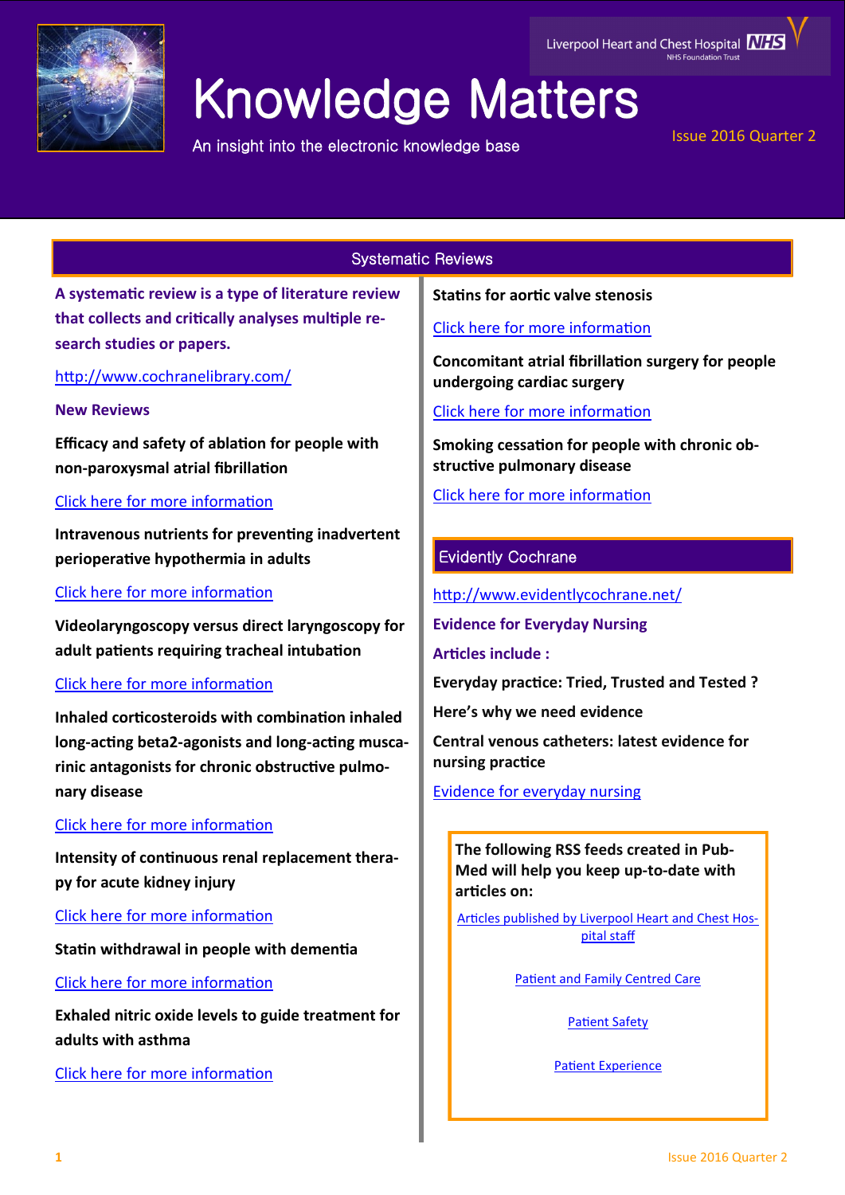# Knowledge Matters

An insight into the electronic knowledge base

Liverpool Heart and Chest Hospital NHS Foundation Trust

Issue 2016 Quarter 2

## Systematic Reviews

**A systematic review is a type of literature review that collects and critically analyses multiple research studies or papers.**

http://www.cochranelibrary.com/

**New Reviews**

**Efficacy and safety of ablation for people with non-paroxysmal atrial fibrillation**

Click here for more information

**Intravenous nutrients for preventing inadvertent perioperative hypothermia in adults**

Click here for more information

**Videolaryngoscopy versus direct laryngoscopy for adult patients requiring tracheal intubation**

Click here for more information

**Inhaled corticosteroids with combination inhaled long-acting beta2-agonists and long-acting muscarinic antagonists for chronic obstructive pulmonary disease**

Click here for more information

**Intensity of continuous renal replacement therapy for acute kidney injury**

Click here for more information

**Statin withdrawal in people with dementia**

Click here for more information

**Exhaled nitric oxide levels to guide treatment for adults with asthma**

Click here for more information

**Statins for aortic valve stenosis**

Click here for more information

**Concomitant atrial fibrillation surgery for people undergoing cardiac surgery**

Click here for more information

**Smoking cessation for people with chronic obstructive pulmonary disease**

Click here for more information

## Evidently Cochrane

http://www.evidentlycochrane.net/

**Evidence for Everyday Nursing**

**Articles include :**

**Everyday practice: Tried, Trusted and Tested ?**

**Here's why we need evidence**

**Central venous catheters: latest evidence for nursing practice**

Evidence for everyday nursing

**The following RSS feeds created in PubMed will help you keep up-to-date with articles on:**

Articles published by Liverpool Heart and Chest Hospital staff

Patient and Family Centred Care

Patient Safety

Patient Experience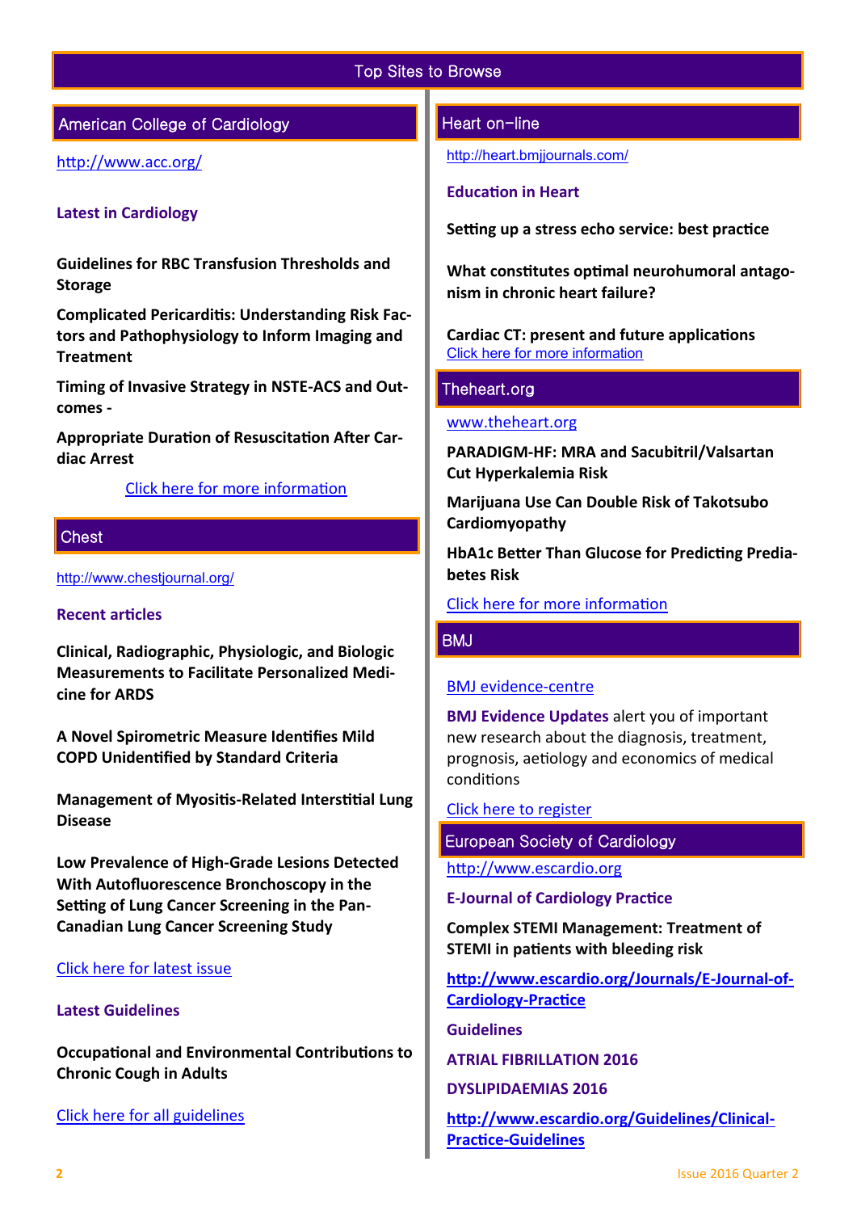# Top Sites to Browse

## American College of Cardiology

http://www.acc.org/

### Latest in Cardiology

**Guidelines for RBC Transfusion Thresholds and Storage**

**Complicated Pericarditis: Understanding Risk Factors and Pathophysiology to Inform Imaging and Treatment**

**Timing of Invasive Strategy in NSTE-ACS and Outcomes -**

**Appropriate Duration of Resuscitation After Cardiac Arrest**

Click here for more information

## Chest

http://www.chestjournal.org/

### Recent articles

**Clinical, Radiographic, Physiologic, and Biologic Measurements to Facilitate Personalized Medicine for ARDS**

**A Novel Spirometric Measure Identifies Mild COPD Unidentified by Standard Criteria**

**Management of Myositis-Related Interstitial Lung Disease**

**Low Prevalence of High-Grade Lesions Detected With Autofluorescence Bronchoscopy in the Setting of Lung Cancer Screening in the Pan-Canadian Lung Cancer Screening Study**

Click here for latest issue

### Latest Guidelines

**Occupational and Environmental Contributions to Chronic Cough in Adults**

Click here for all guidelines

## Heart on-line

http://heart.bmjjournals.com/

### Education in Heart

**Setting up a stress echo service: best practice**

**What constitutes optimal neurohumoral antagonism in chronic heart failure?**

**Cardiac CT: present and future applications**

Click here for more information

## Theheart.org

www.theheart.org

**PARADIGM-HF: MRA and Sacubitril/Valsartan Cut Hyperkalemia Risk**

**Marijuana Use Can Double Risk of Takotsubo Cardiomyopathy**

**HbA1c Better Than Glucose for Predicting Prediabetes Risk**

Click here for more information

## BMJ

BMJ evidence-centre

**BMJ Evidence Updates** alert you of important new research about the diagnosis, treatment, prognosis, aetiology and economics of medical conditions

Click here to register

## European Society of Cardiology

http://www.escardio.org

### E-Journal of Cardiology Practice

**Complex STEMI Management: Treatment of STEMI in patients with bleeding risk**

**http://www.escardio.org/Journals/E-Journal-of-Cardiology-Practice**

### Guidelines

**ATRIAL FIBRILLATION 2016**

**DYSLIPIDAEMIAS 2016**

**http://www.escardio.org/Guidelines/Clinical-Practice-Guidelines**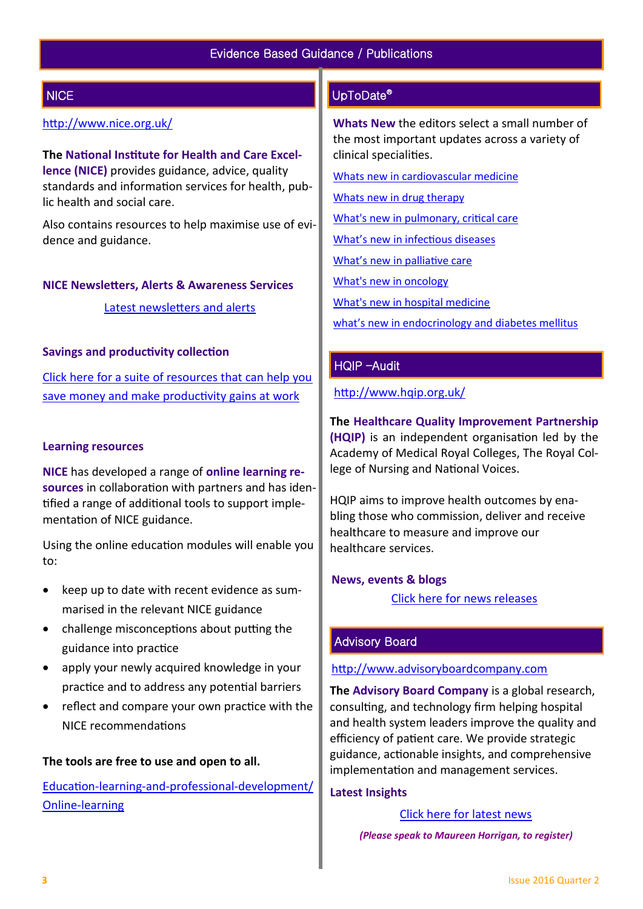# Evidence Based Guidance / Publications

## NICE

http://www.nice.org.uk/

**The National Institute for Health and Care Excellence (NICE)** provides guidance, advice, quality standards and information services for health, public health and social care.

Also contains resources to help maximise use of evidence and guidance.

### NICE Newsletters, Alerts & Awareness Services

Latest newsletters and alerts

### Savings and productivity collection

Click here for a suite of resources that can help you save money and make productivity gains at work

### Learning resources

**NICE** has developed a range of **online learning resources** in collaboration with partners and has identified a range of additional tools to support implementation of NICE guidance.

Using the online education modules will enable you to:

- keep up to date with recent evidence as summarised in the relevant NICE guidance
- challenge misconceptions about putting the guidance into practice
- apply your newly acquired knowledge in your practice and to address any potential barriers
- reflect and compare your own practice with the NICE recommendations

**The tools are free to use and open to all.**

Education-learning-and-professional-development/Online-learning

## UpToDate®

**Whats New** the editors select a small number of the most important updates across a variety of clinical specialities.

Whats new in cardiovascular medicine

Whats new in drug therapy

What's new in pulmonary, critical care

What's new in infectious diseases

What's new in palliative care

What's new in oncology

What's new in hospital medicine

what's new in endocrinology and diabetes mellitus

## HQIP –Audit

http://www.hqip.org.uk/

**The Healthcare Quality Improvement Partnership (HQIP)** is an independent organisation led by the Academy of Medical Royal Colleges, The Royal College of Nursing and National Voices.

HQIP aims to improve health outcomes by enabling those who commission, deliver and receive healthcare to measure and improve our healthcare services.

### News, events & blogs

Click here for news releases

## Advisory Board

http://www.advisoryboardcompany.com

**The Advisory Board Company** is a global research, consulting, and technology firm helping hospital and health system leaders improve the quality and efficiency of patient care. We provide strategic guidance, actionable insights, and comprehensive implementation and management services.

### Latest Insights

Click here for latest news

***(Please speak to Maureen Horrigan, to register)***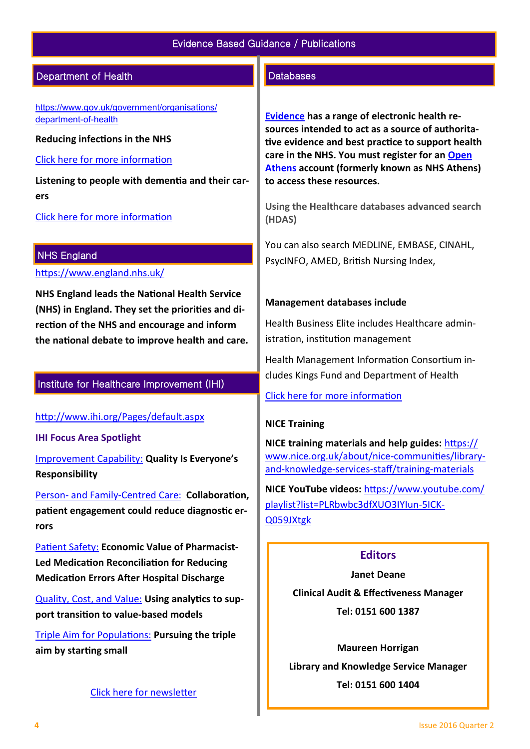## Evidence Based Guidance / Publications

### Department of Health

https://www.gov.uk/government/organisations/department-of-health

**Reducing infections in the NHS**

Click here for more information

**Listening to people with dementia and their carers**

Click here for more information

### NHS England

https://www.england.nhs.uk/

**NHS England leads the National Health Service (NHS) in England. They set the priorities and direction of the NHS and encourage and inform the national debate to improve health and care.**

### Institute for Healthcare Improvement (IHI)

http://www.ihi.org/Pages/default.aspx

**IHI Focus Area Spotlight**

Improvement Capability: **Quality Is Everyone's Responsibility**

Person- and Family-Centred Care: **Collaboration, patient engagement could reduce diagnostic errors**

Patient Safety: **Economic Value of Pharmacist-Led Medication Reconciliation for Reducing Medication Errors After Hospital Discharge**

Quality, Cost, and Value: **Using analytics to support transition to value-based models**

Triple Aim for Populations: **Pursuing the triple aim by starting small**

Click here for newsletter

### Databases

**Evidence has a range of electronic health resources intended to act as a source of authoritative evidence and best practice to support health care in the NHS. You must register for an Open Athens account (formerly known as NHS Athens) to access these resources.**

**Using the Healthcare databases advanced search (HDAS)**

You can also search MEDLINE, EMBASE, CINAHL, PsycINFO, AMED, British Nursing Index,

**Management databases include**

Health Business Elite includes Healthcare administration, institution management

Health Management Information Consortium includes Kings Fund and Department of Health

Click here for more information

**NICE Training**

**NICE training materials and help guides:** https://www.nice.org.uk/about/nice-communities/library-and-knowledge-services-staff/training-materials

**NICE YouTube videos:** https://www.youtube.com/playlist?list=PLRbwbc3dfXUO3IYIun-5ICK-Q059JXtgk

### Editors

**Janet Deane**

**Clinical Audit & Effectiveness Manager**

**Tel: 0151 600 1387**

**Maureen Horrigan**

**Library and Knowledge Service Manager**

**Tel: 0151 600 1404**